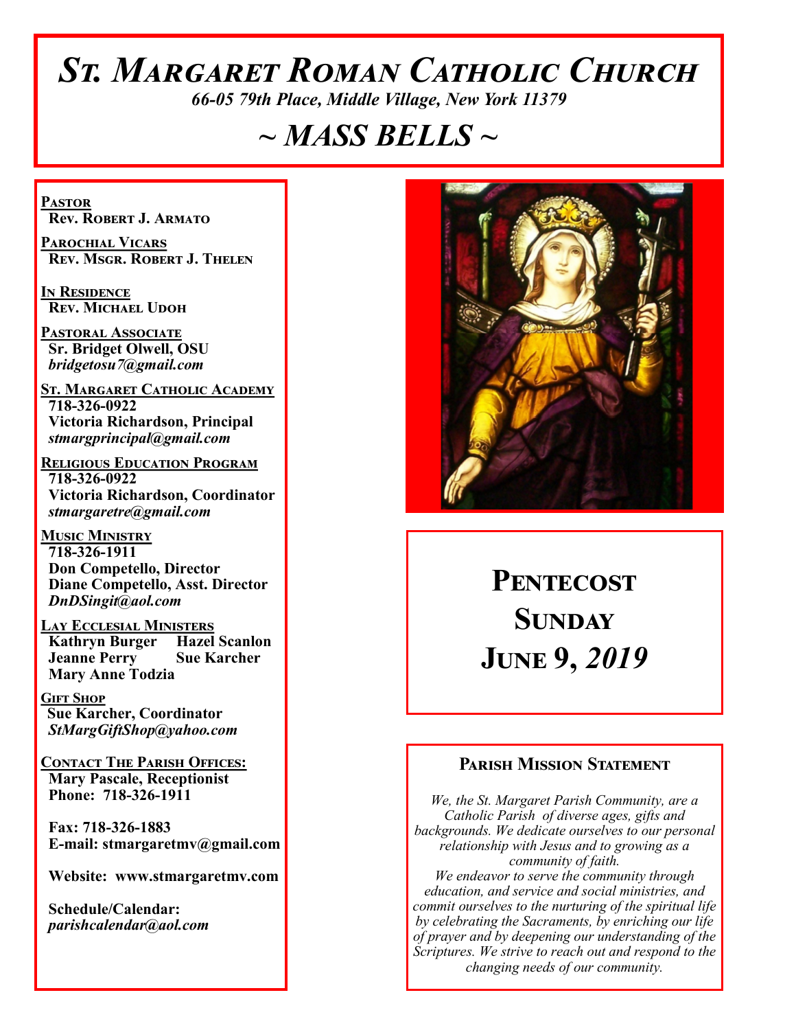# St. Margaret Roman Catholic Church

*66-05 79th Place, Middle Village, New York 11379*

# ~ MASS BELLS ~

**Pastor**
**Rev. Robert J. Armato**

**Parochial Vicars**
**Rev. Msgr. Robert J. Thelen**

**In Residence**
**Rev. Michael Udoh**

**Pastoral Associate**
**Sr. Bridget Olwell, OSU**
***bridgetosu7@gmail.com***

**St. Margaret Catholic Academy**
**718-326-0922**
**Victoria Richardson, Principal**
***stmargprincipal@gmail.com***

**Religious Education Program**
**718-326-0922**
**Victoria Richardson, Coordinator**
***stmargaretre@gmail.com***

**Music Ministry**
**718-326-1911**
**Don Competello, Director**
**Diane Competello, Asst. Director**
***DnDSingit@aol.com***

**Lay Ecclesial Ministers**
**Kathryn Burger**
**Hazel Scanlon**
**Jeanne Perry**
**Sue Karcher**
**Mary Anne Todzia**

**Gift Shop**
**Sue Karcher, Coordinator**
***StMargGiftShop@yahoo.com***

**Contact The Parish Offices:**
**Mary Pascale, Receptionist**
**Phone: 718-326-1911**

**Fax: 718-326-1883**
**E-mail: stmargaretmv@gmail.com**

**Website: www.stmargaretmv.com**

**Schedule/Calendar:**
***parishcalendar@aol.com***

## Pentecost Sunday June 9, *2019*

### Parish Mission Statement

*We, the St. Margaret Parish Community, are a Catholic Parish of diverse ages, gifts and backgrounds. We dedicate ourselves to our personal relationship with Jesus and to growing as a community of faith.*
*We endeavor to serve the community through education, and service and social ministries, and commit ourselves to the nurturing of the spiritual life by celebrating the Sacraments, by enriching our life of prayer and by deepening our understanding of the Scriptures. We strive to reach out and respond to the changing needs of our community.*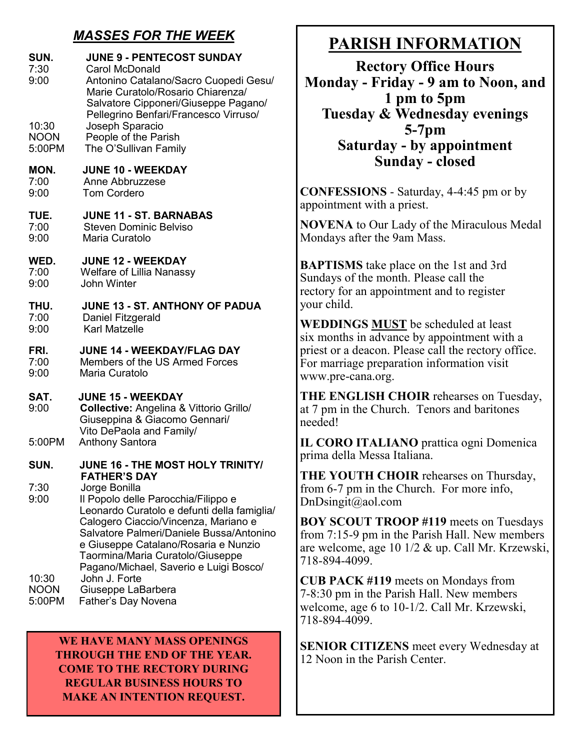## *MASSES FOR THE WEEK*

**SUN. JUNE 9 - PENTECOST SUNDAY**

7:30 Carol McDonald
9:00 Antonino Catalano/Sacro Cuopedi Gesu/ Marie Curatolo/Rosario Chiarenza/ Salvatore Cipponeri/Giuseppe Pagano/ Pellegrino Benfari/Francesco Virruso/
10:30 Joseph Sparacio
NOON People of the Parish
5:00PM The O'Sullivan Family

**MON. JUNE 10 - WEEKDAY**

7:00 Anne Abbruzzese
9:00 Tom Cordero

**TUE. JUNE 11 - ST. BARNABAS**

7:00 Steven Dominic Belviso
9:00 Maria Curatolo

**WED. JUNE 12 - WEEKDAY**

7:00 Welfare of Lillia Nanassy
9:00 John Winter

**THU. JUNE 13 - ST. ANTHONY OF PADUA**

7:00 Daniel Fitzgerald
9:00 Karl Matzelle

**FRI. JUNE 14 - WEEKDAY/FLAG DAY**

7:00 Members of the US Armed Forces
9:00 Maria Curatolo

**SAT. JUNE 15 - WEEKDAY**

9:00 **Collective:** Angelina & Vittorio Grillo/ Giuseppina & Giacomo Gennari/ Vito DePaola and Family/
5:00PM Anthony Santora

**SUN. JUNE 16 - THE MOST HOLY TRINITY/ FATHER'S DAY**

7:30 Jorge Bonilla
9:00 Il Popolo delle Parocchia/Filippo e Leonardo Curatolo e defunti della famiglia/ Calogero Ciaccio/Vincenza, Mariano e Salvatore Palmeri/Daniele Bussa/Antonino e Giuseppe Catalano/Rosaria e Nunzio Taormina/Maria Curatolo/Giuseppe Pagano/Michael, Saverio e Luigi Bosco/
10:30 John J. Forte
NOON Giuseppe LaBarbera
5:00PM Father's Day Novena

**WE HAVE MANY MASS OPENINGS THROUGH THE END OF THE YEAR. COME TO THE RECTORY DURING REGULAR BUSINESS HOURS TO MAKE AN INTENTION REQUEST.**

# PARISH INFORMATION

**Rectory Office Hours**
**Monday - Friday - 9 am to Noon, and 1 pm to 5pm**
**Tuesday & Wednesday evenings 5-7pm**
**Saturday - by appointment**
**Sunday - closed**

**CONFESSIONS** - Saturday, 4-4:45 pm or by appointment with a priest.

**NOVENA** to Our Lady of the Miraculous Medal Mondays after the 9am Mass.

**BAPTISMS** take place on the 1st and 3rd Sundays of the month. Please call the rectory for an appointment and to register your child.

**WEDDINGS MUST** be scheduled at least six months in advance by appointment with a priest or a deacon. Please call the rectory office. For marriage preparation information visit www.pre-cana.org.

**THE ENGLISH CHOIR** rehearses on Tuesday, at 7 pm in the Church. Tenors and baritones needed!

**IL CORO ITALIANO** prattica ogni Domenica prima della Messa Italiana.

**THE YOUTH CHOIR** rehearses on Thursday, from 6-7 pm in the Church. For more info, DnDsingit@aol.com

**BOY SCOUT TROOP #119** meets on Tuesdays from 7:15-9 pm in the Parish Hall. New members are welcome, age 10 1/2 & up. Call Mr. Krzewski, 718-894-4099.

**CUB PACK #119** meets on Mondays from 7-8:30 pm in the Parish Hall. New members welcome, age 6 to 10-1/2. Call Mr. Krzewski, 718-894-4099.

**SENIOR CITIZENS** meet every Wednesday at 12 Noon in the Parish Center.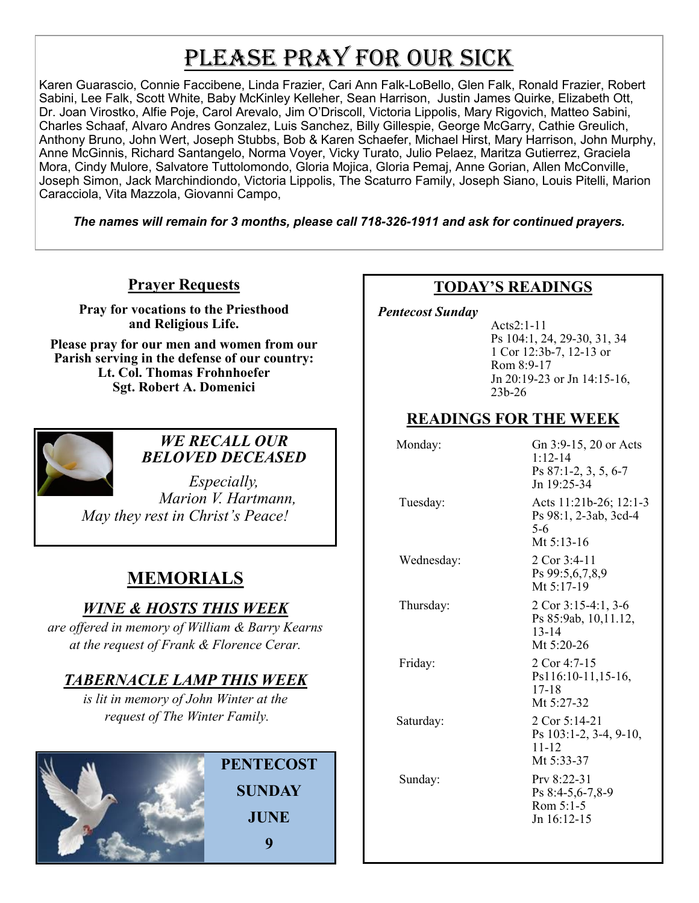# PLEASE PRAY FOR OUR SICK

Karen Guarascio, Connie Faccibene, Linda Frazier, Cari Ann Falk-LoBello, Glen Falk, Ronald Frazier, Robert Sabini, Lee Falk, Scott White, Baby McKinley Kelleher, Sean Harrison, Justin James Quirke, Elizabeth Ott, Dr. Joan Virostko, Alfie Poje, Carol Arevalo, Jim O'Driscoll, Victoria Lippolis, Mary Rigovich, Matteo Sabini, Charles Schaaf, Alvaro Andres Gonzalez, Luis Sanchez, Billy Gillespie, George McGarry, Cathie Greulich, Anthony Bruno, John Wert, Joseph Stubbs, Bob & Karen Schaefer, Michael Hirst, Mary Harrison, John Murphy, Anne McGinnis, Richard Santangelo, Norma Voyer, Vicky Turato, Julio Pelaez, Maritza Gutierrez, Graciela Mora, Cindy Mulore, Salvatore Tuttolomondo, Gloria Mojica, Gloria Pemaj, Anne Gorian, Allen McConville, Joseph Simon, Jack Marchindiondo, Victoria Lippolis, The Scaturro Family, Joseph Siano, Louis Pitelli, Marion Caracciola, Vita Mazzola, Giovanni Campo,

***The names will remain for 3 months, please call 718-326-1911 and ask for continued prayers.***

## Prayer Requests

**Pray for vocations to the Priesthood and Religious Life.**

**Please pray for our men and women from our Parish serving in the defense of our country:**
**Lt. Col. Thomas Frohnhoefer**
**Sgt. Robert A. Domenici**

***WE RECALL OUR BELOVED DECEASED***

*Especially,*
*Marion V. Hartmann,*
*May they rest in Christ's Peace!*

## MEMORIALS

### *WINE & HOSTS THIS WEEK*

*are offered in memory of William & Barry Kearns at the request of Frank & Florence Cerar.*

### *TABERNACLE LAMP THIS WEEK*

*is lit in memory of John Winter at the request of The Winter Family.*

**PENTECOST SUNDAY JUNE 9**

## TODAY'S READINGS

***Pentecost Sunday***

Acts2:1-11
Ps 104:1, 24, 29-30, 31, 34
1 Cor 12:3b-7, 12-13 or Rom 8:9-17
Jn 20:19-23 or Jn 14:15-16, 23b-26

## READINGS FOR THE WEEK

| | |
|---|---|
| Monday: | Gn 3:9-15, 20 or Acts 1:12-14<br>Ps 87:1-2, 3, 5, 6-7<br>Jn 19:25-34 |
| Tuesday: | Acts 11:21b-26; 12:1-3<br>Ps 98:1, 2-3ab, 3cd-4 5-6<br>Mt 5:13-16 |
| Wednesday: | 2 Cor 3:4-11<br>Ps 99:5,6,7,8,9<br>Mt 5:17-19 |
| Thursday: | 2 Cor 3:15-4:1, 3-6<br>Ps 85:9ab, 10,11.12, 13-14<br>Mt 5:20-26 |
| Friday: | 2 Cor 4:7-15<br>Ps116:10-11,15-16, 17-18<br>Mt 5:27-32 |
| Saturday: | 2 Cor 5:14-21<br>Ps 103:1-2, 3-4, 9-10, 11-12<br>Mt 5:33-37 |
| Sunday: | Prv 8:22-31<br>Ps 8:4-5,6-7,8-9<br>Rom 5:1-5<br>Jn 16:12-15 |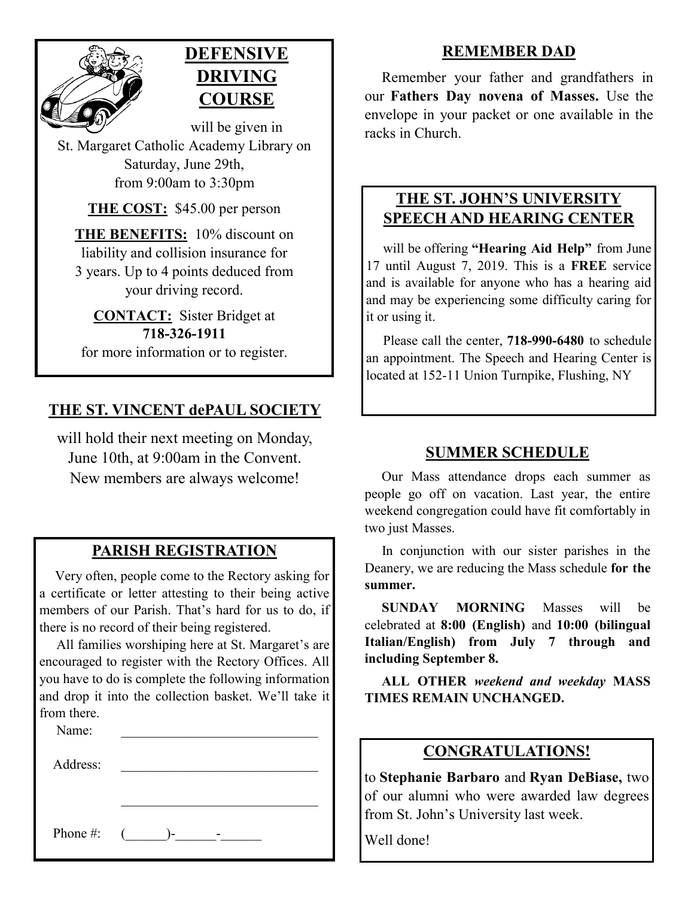## DEFENSIVE DRIVING COURSE

will be given in St. Margaret Catholic Academy Library on Saturday, June 29th, from 9:00am to 3:30pm

**THE COST:** $45.00 per person

**THE BENEFITS:** 10% discount on liability and collision insurance for 3 years. Up to 4 points deduced from your driving record.

**CONTACT:** Sister Bridget at **718-326-1911** for more information or to register.

## THE ST. VINCENT dePAUL SOCIETY

will hold their next meeting on Monday, June 10th, at 9:00am in the Convent. New members are always welcome!

## PARISH REGISTRATION

Very often, people come to the Rectory asking for a certificate or letter attesting to their being active members of our Parish. That's hard for us to do, if there is no record of their being registered.

All families worshiping here at St. Margaret's are encouraged to register with the Rectory Offices. All you have to do is complete the following information and drop it into the collection basket. We'll take it from there.

Name: ______________________________

Address: ______________________________

______________________________

Phone #: (______)-______-______

## REMEMBER DAD

Remember your father and grandfathers in our **Fathers Day novena of Masses.** Use the envelope in your packet or one available in the racks in Church.

## THE ST. JOHN'S UNIVERSITY SPEECH AND HEARING CENTER

will be offering **"Hearing Aid Help"** from June 17 until August 7, 2019. This is a **FREE** service and is available for anyone who has a hearing aid and may be experiencing some difficulty caring for it or using it.

Please call the center, **718-990-6480** to schedule an appointment. The Speech and Hearing Center is located at 152-11 Union Turnpike, Flushing, NY

## SUMMER SCHEDULE

Our Mass attendance drops each summer as people go off on vacation. Last year, the entire weekend congregation could have fit comfortably in two just Masses.

In conjunction with our sister parishes in the Deanery, we are reducing the Mass schedule **for the summer.**

**SUNDAY MORNING** Masses will be celebrated at **8:00 (English)** and **10:00 (bilingual Italian/English) from July 7 through and including September 8.**

**ALL OTHER** ***weekend and weekday*** **MASS TIMES REMAIN UNCHANGED.**

## CONGRATULATIONS!

to **Stephanie Barbaro** and **Ryan DeBiase,** two of our alumni who were awarded law degrees from St. John's University last week.

Well done!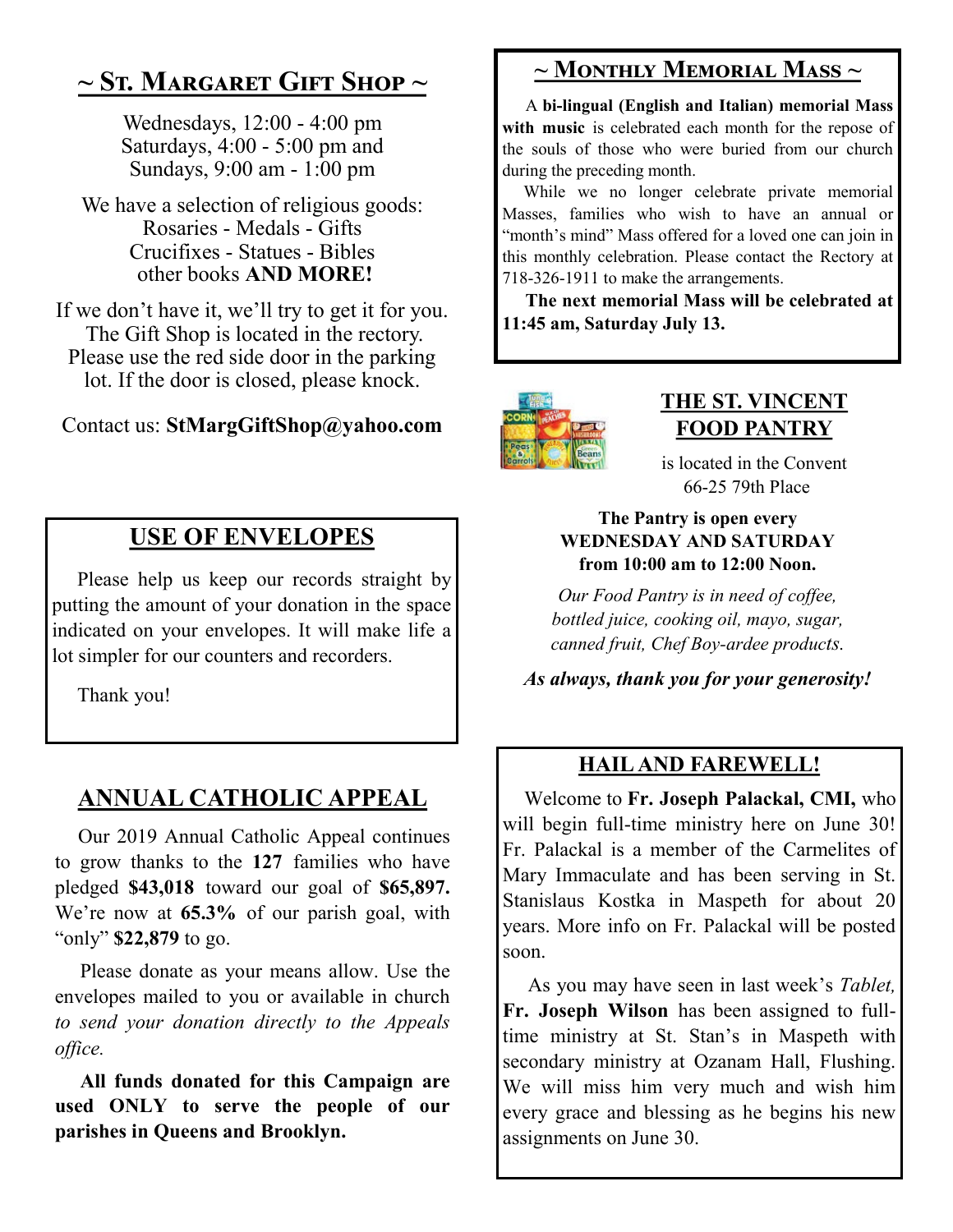## ~ St. Margaret Gift Shop ~

Wednesdays, 12:00 - 4:00 pm
Saturdays, 4:00 - 5:00 pm and
Sundays, 9:00 am - 1:00 pm

We have a selection of religious goods:
Rosaries - Medals - Gifts
Crucifixes - Statues - Bibles
other books **AND MORE!**

If we don't have it, we'll try to get it for you. The Gift Shop is located in the rectory. Please use the red side door in the parking lot. If the door is closed, please knock.

Contact us: **StMargGiftShop@yahoo.com**

## USE OF ENVELOPES

Please help us keep our records straight by putting the amount of your donation in the space indicated on your envelopes. It will make life a lot simpler for our counters and recorders.

Thank you!

## ANNUAL CATHOLIC APPEAL

Our 2019 Annual Catholic Appeal continues to grow thanks to the **127** families who have pledged **$43,018** toward our goal of **$65,897.** We're now at **65.3%** of our parish goal, with "only" **$22,879** to go.

Please donate as your means allow. Use the envelopes mailed to you or available in church *to send your donation directly to the Appeals office.*

**All funds donated for this Campaign are used ONLY to serve the people of our parishes in Queens and Brooklyn.**

## ~ Monthly Memorial Mass ~

A **bi-lingual (English and Italian) memorial Mass with music** is celebrated each month for the repose of the souls of those who were buried from our church during the preceding month.

While we no longer celebrate private memorial Masses, families who wish to have an annual or "month's mind" Mass offered for a loved one can join in this monthly celebration. Please contact the Rectory at 718-326-1911 to make the arrangements.

**The next memorial Mass will be celebrated at 11:45 am, Saturday July 13.**

## THE ST. VINCENT FOOD PANTRY

is located in the Convent
66-25 79th Place

**The Pantry is open every WEDNESDAY AND SATURDAY from 10:00 am to 12:00 Noon.**

*Our Food Pantry is in need of coffee, bottled juice, cooking oil, mayo, sugar, canned fruit, Chef Boy-ardee products.*

***As always, thank you for your generosity!***

## HAIL AND FAREWELL!

Welcome to **Fr. Joseph Palackal, CMI,** who will begin full-time ministry here on June 30! Fr. Palackal is a member of the Carmelites of Mary Immaculate and has been serving in St. Stanislaus Kostka in Maspeth for about 20 years. More info on Fr. Palackal will be posted soon.

As you may have seen in last week's *Tablet,* **Fr. Joseph Wilson** has been assigned to full-time ministry at St. Stan's in Maspeth with secondary ministry at Ozanam Hall, Flushing. We will miss him very much and wish him every grace and blessing as he begins his new assignments on June 30.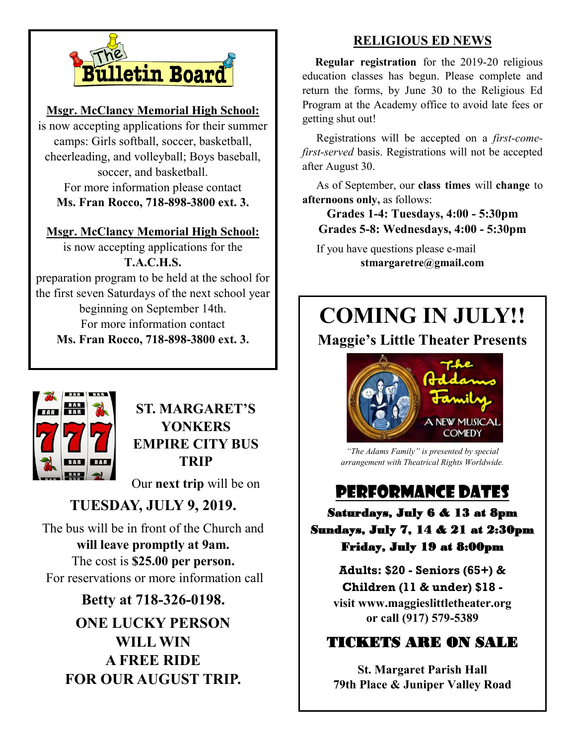# The Bulletin Board

**Msgr. McClancy Memorial High School:**
is now accepting applications for their summer camps: Girls softball, soccer, basketball, cheerleading, and volleyball; Boys baseball, soccer, and basketball.
For more information please contact
**Ms. Fran Rocco, 718-898-3800 ext. 3.**

**Msgr. McClancy Memorial High School:**
is now accepting applications for the
**T.A.C.H.S.**
preparation program to be held at the school for the first seven Saturdays of the next school year beginning on September 14th.
For more information contact
**Ms. Fran Rocco, 718-898-3800 ext. 3.**

## ST. MARGARET'S YONKERS EMPIRE CITY BUS TRIP

Our **next trip** will be on

**TUESDAY, JULY 9, 2019.**

The bus will be in front of the Church and **will leave promptly at 9am.**
The cost is **$25.00 per person.**
For reservations or more information call

**Betty at 718-326-0198.**

**ONE LUCKY PERSON WILL WIN A FREE RIDE FOR OUR AUGUST TRIP.**

## RELIGIOUS ED NEWS

**Regular registration** for the 2019-20 religious education classes has begun. Please complete and return the forms, by June 30 to the Religious Ed Program at the Academy office to avoid late fees or getting shut out!

Registrations will be accepted on a *first-come-first-served* basis. Registrations will not be accepted after August 30.

As of September, our **class times** will **change** to **afternoons only,** as follows:

**Grades 1-4: Tuesdays, 4:00 - 5:30pm**
**Grades 5-8: Wednesdays, 4:00 - 5:30pm**

If you have questions please e-mail
**stmargaretre@gmail.com**

# COMING IN JULY!!

**Maggie's Little Theater Presents**

The Addams Family
A NEW MUSICAL COMEDY

*"The Adams Family" is presented by special arrangement with Theatrical Rights Worldwide.*

## PERFORMANCE DATES

**Saturdays, July 6 & 13 at 8pm**
**Sundays, July 7, 14 & 21 at 2:30pm**
**Friday, July 19 at 8:00pm**

**Adults: $20 - Seniors (65+) & Children (11 & under) $18 - visit www.maggieslittletheater.org or call (917) 579-5389**

## TICKETS ARE ON SALE

**St. Margaret Parish Hall**
**79th Place & Juniper Valley Road**